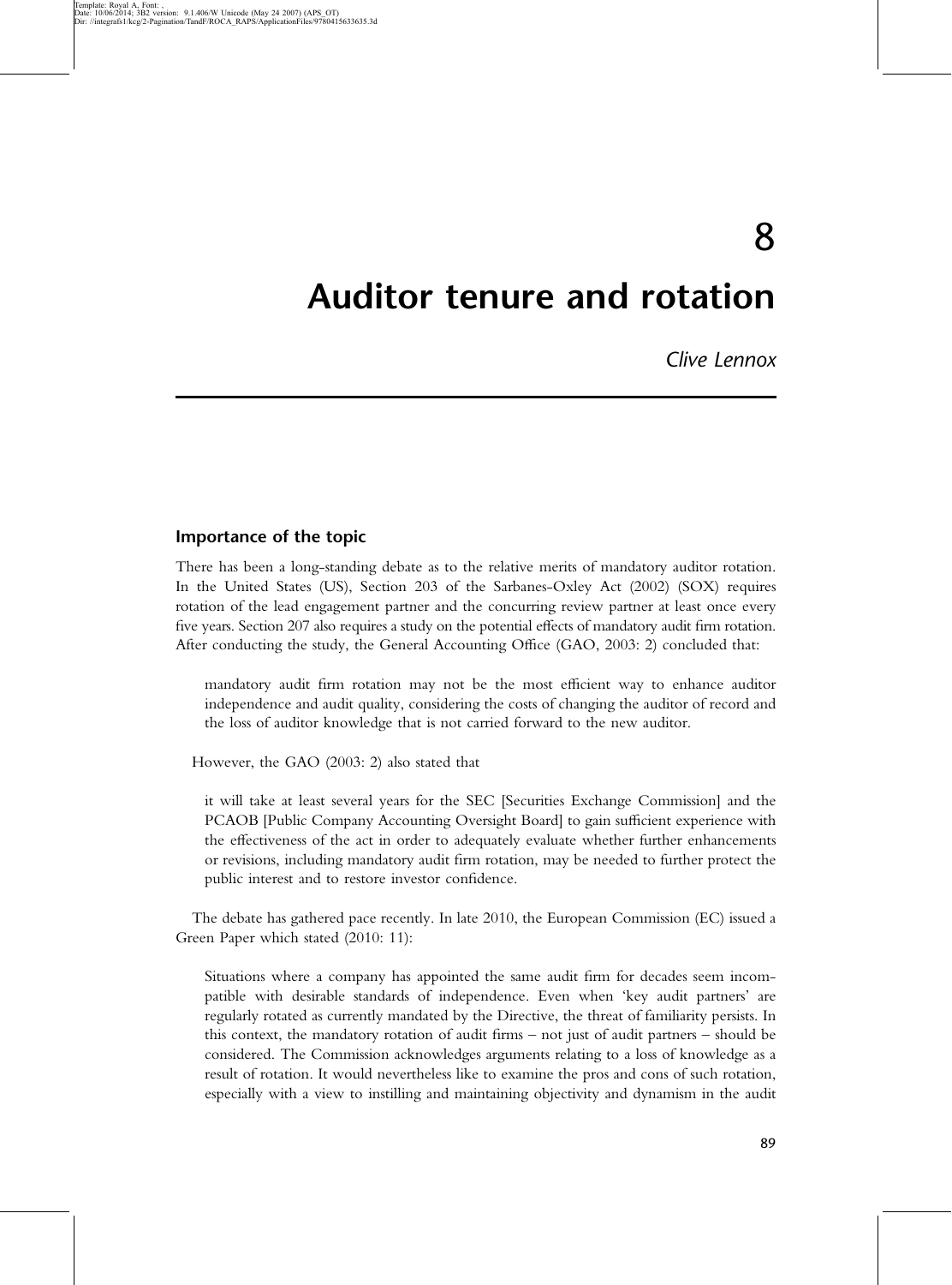# 8

# Auditor tenure and rotation

*Clive Lennox*

## Importance of the topic

There has been a long-standing debate as to the relative merits of mandatory auditor rotation. In the United States (US), Section 203 of the Sarbanes-Oxley Act (2002) (SOX) requires rotation of the lead engagement partner and the concurring review partner at least once every five years. Section 207 also requires a study on the potential effects of mandatory audit firm rotation. After conducting the study, the General Accounting Office (GAO, 2003: 2) concluded that:

> mandatory audit firm rotation may not be the most efficient way to enhance auditor independence and audit quality, considering the costs of changing the auditor of record and the loss of auditor knowledge that is not carried forward to the new auditor.

However, the GAO (2003: 2) also stated that

> it will take at least several years for the SEC [Securities Exchange Commission] and the PCAOB [Public Company Accounting Oversight Board] to gain sufficient experience with the effectiveness of the act in order to adequately evaluate whether further enhancements or revisions, including mandatory audit firm rotation, may be needed to further protect the public interest and to restore investor confidence.

The debate has gathered pace recently. In late 2010, the European Commission (EC) issued a Green Paper which stated (2010: 11):

> Situations where a company has appointed the same audit firm for decades seem incompatible with desirable standards of independence. Even when 'key audit partners' are regularly rotated as currently mandated by the Directive, the threat of familiarity persists. In this context, the mandatory rotation of audit firms – not just of audit partners – should be considered. The Commission acknowledges arguments relating to a loss of knowledge as a result of rotation. It would nevertheless like to examine the pros and cons of such rotation, especially with a view to instilling and maintaining objectivity and dynamism in the audit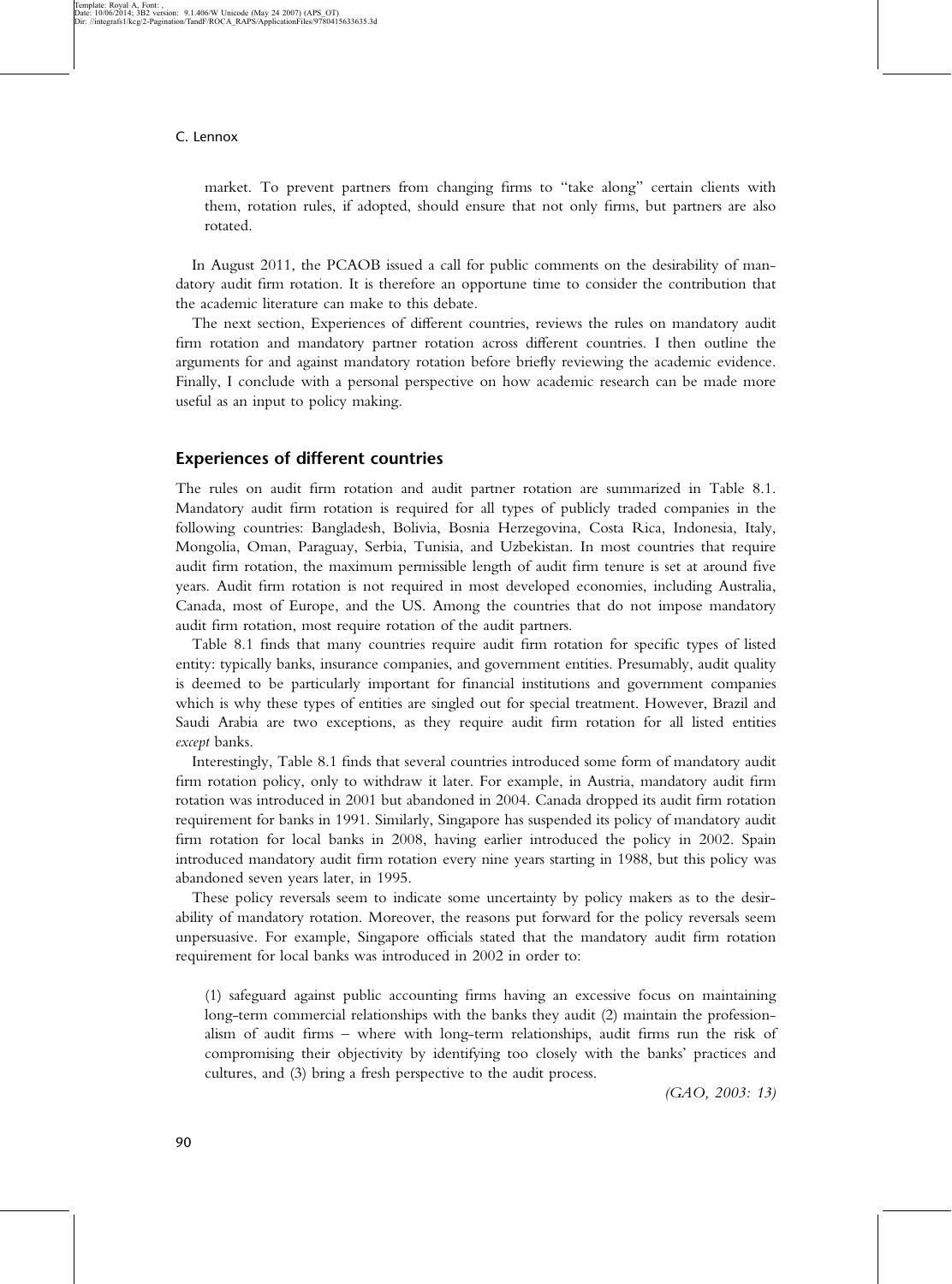market. To prevent partners from changing firms to "take along" certain clients with them, rotation rules, if adopted, should ensure that not only firms, but partners are also rotated.

In August 2011, the PCAOB issued a call for public comments on the desirability of mandatory audit firm rotation. It is therefore an opportune time to consider the contribution that the academic literature can make to this debate.

The next section, Experiences of different countries, reviews the rules on mandatory audit firm rotation and mandatory partner rotation across different countries. I then outline the arguments for and against mandatory rotation before briefly reviewing the academic evidence. Finally, I conclude with a personal perspective on how academic research can be made more useful as an input to policy making.

## Experiences of different countries

The rules on audit firm rotation and audit partner rotation are summarized in Table 8.1. Mandatory audit firm rotation is required for all types of publicly traded companies in the following countries: Bangladesh, Bolivia, Bosnia Herzegovina, Costa Rica, Indonesia, Italy, Mongolia, Oman, Paraguay, Serbia, Tunisia, and Uzbekistan. In most countries that require audit firm rotation, the maximum permissible length of audit firm tenure is set at around five years. Audit firm rotation is not required in most developed economies, including Australia, Canada, most of Europe, and the US. Among the countries that do not impose mandatory audit firm rotation, most require rotation of the audit partners.

Table 8.1 finds that many countries require audit firm rotation for specific types of listed entity: typically banks, insurance companies, and government entities. Presumably, audit quality is deemed to be particularly important for financial institutions and government companies which is why these types of entities are singled out for special treatment. However, Brazil and Saudi Arabia are two exceptions, as they require audit firm rotation for all listed entities *except* banks.

Interestingly, Table 8.1 finds that several countries introduced some form of mandatory audit firm rotation policy, only to withdraw it later. For example, in Austria, mandatory audit firm rotation was introduced in 2001 but abandoned in 2004. Canada dropped its audit firm rotation requirement for banks in 1991. Similarly, Singapore has suspended its policy of mandatory audit firm rotation for local banks in 2008, having earlier introduced the policy in 2002. Spain introduced mandatory audit firm rotation every nine years starting in 1988, but this policy was abandoned seven years later, in 1995.

These policy reversals seem to indicate some uncertainty by policy makers as to the desirability of mandatory rotation. Moreover, the reasons put forward for the policy reversals seem unpersuasive. For example, Singapore officials stated that the mandatory audit firm rotation requirement for local banks was introduced in 2002 in order to:

> (1) safeguard against public accounting firms having an excessive focus on maintaining long-term commercial relationships with the banks they audit (2) maintain the professionalism of audit firms – where with long-term relationships, audit firms run the risk of compromising their objectivity by identifying too closely with the banks' practices and cultures, and (3) bring a fresh perspective to the audit process.
>
> *(GAO, 2003: 13)*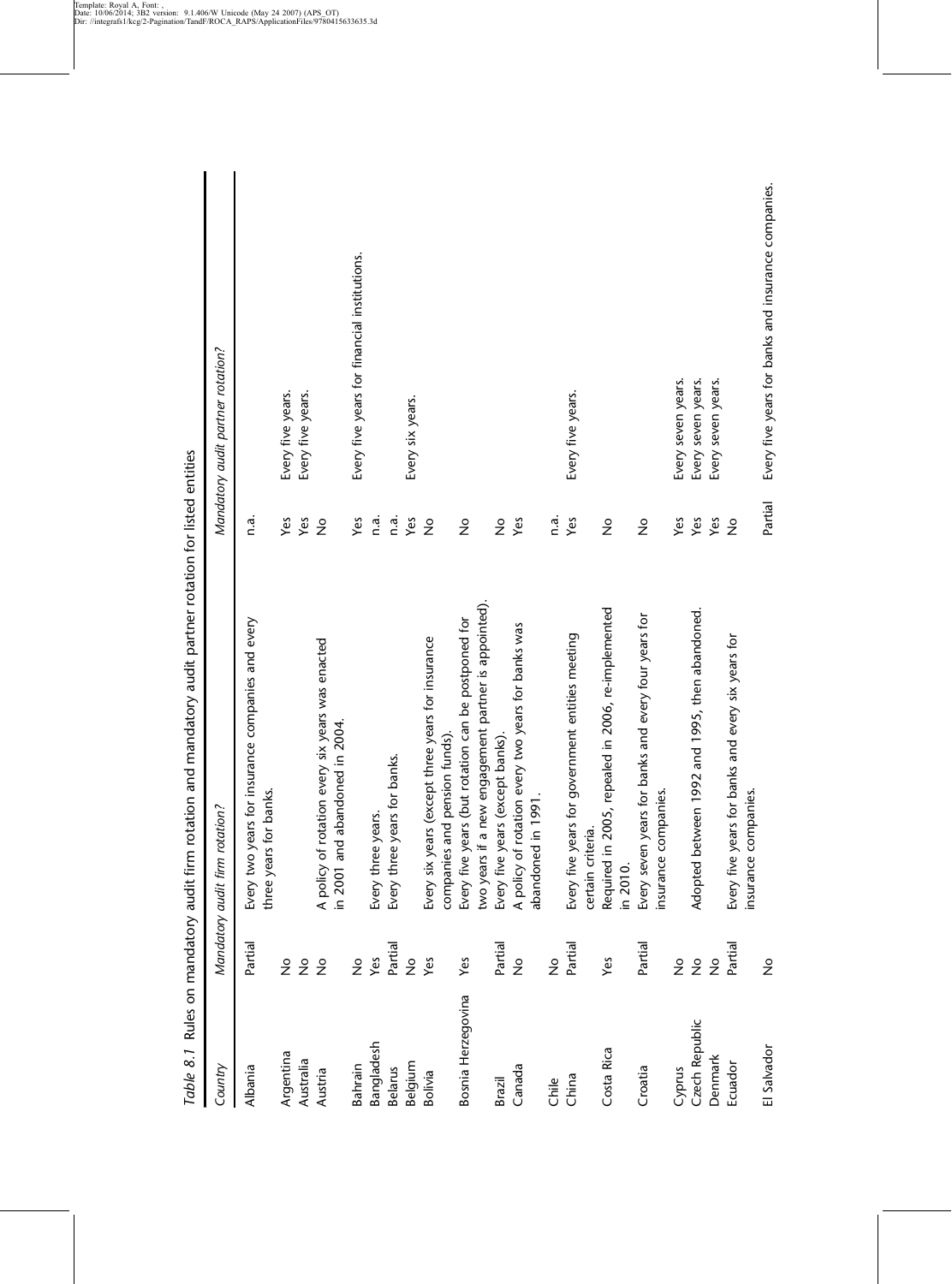*Table 8.1* Rules on mandatory audit firm rotation and mandatory audit partner rotation for listed entities

| *Country* | *Mandatory audit firm rotation?* | | *Mandatory audit partner rotation?* | |
|---|---|---|---|---|
| Albania | Partial | Every two years for insurance companies and every three years for banks. | n.a. | |
| Argentina | No | | Yes | Every five years. |
| Australia | No | | Yes | Every five years. |
| Austria | No | A policy of rotation every six years was enacted in 2001 and abandoned in 2004. | No | |
| Bahrain | No | | Yes | Every five years for financial institutions. |
| Bangladesh | Yes | Every three years. | n.a. | |
| Belarus | Partial | Every three years for banks. | n.a. | |
| Belgium | No | | Yes | Every six years. |
| Bolivia | Yes | Every six years (except three years for insurance companies and pension funds). | No | |
| Bosnia Herzegovina | Yes | Every five years (but rotation can be postponed for two years if a new engagement partner is appointed). | No | |
| Brazil | Partial | Every five years (except banks). | No | |
| Canada | No | A policy of rotation every two years for banks was abandoned in 1991. | Yes | |
| Chile | No | | n.a. | |
| China | Partial | Every five years for government entities meeting certain criteria. | Yes | Every five years. |
| Costa Rica | Yes | Required in 2005, repealed in 2006, re-implemented in 2010. | No | |
| Croatia | Partial | Every seven years for banks and every four years for insurance companies. | No | |
| Cyprus | No | | Yes | Every seven years. |
| Czech Republic | No | Adopted between 1992 and 1995, then abandoned. | Yes | Every seven years. |
| Denmark | No | | Yes | Every seven years. |
| Ecuador | Partial | Every five years for banks and every six years for insurance companies. | No | |
| El Salvador | No | | Partial | Every five years for banks and insurance companies. |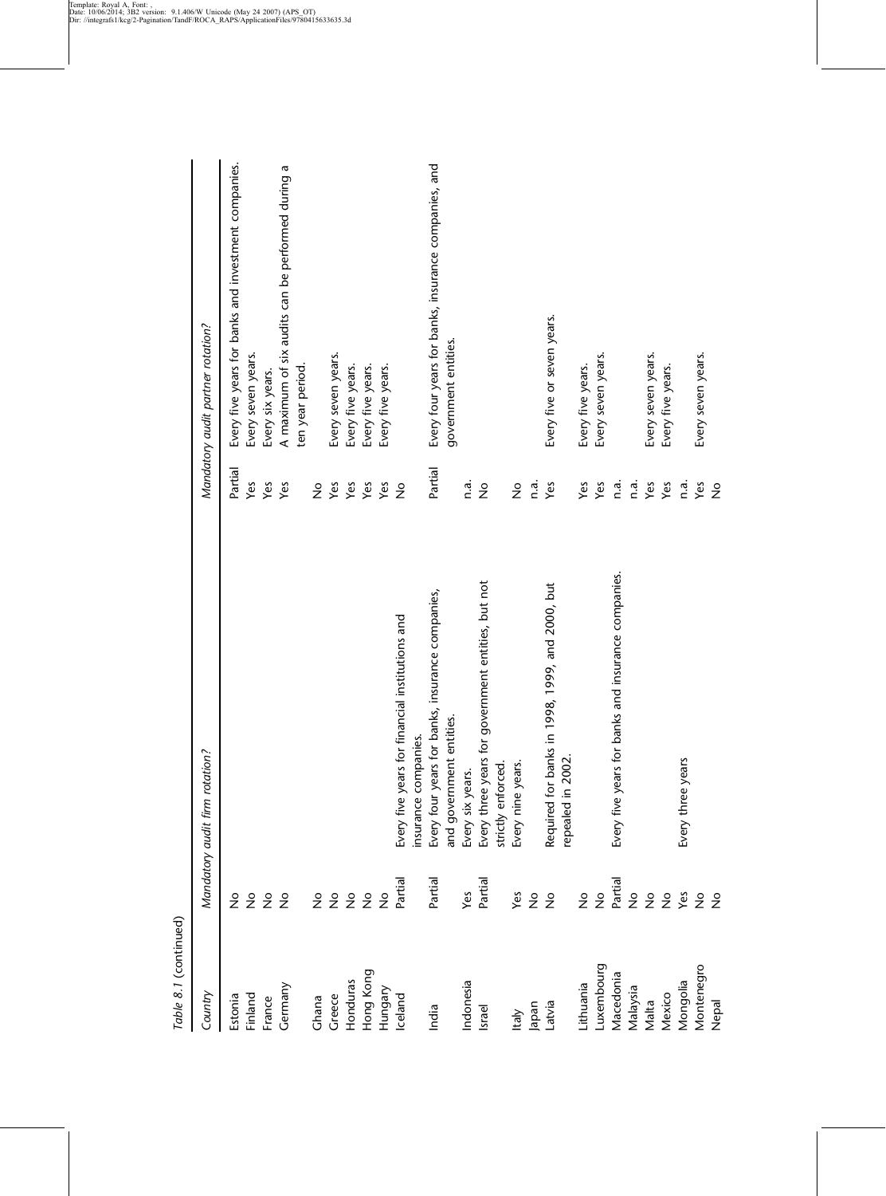*Table 8.1* (continued)

| Country | Mandatory audit firm rotation? | | Mandatory audit partner rotation? | |
|---|---|---|---|---|
| Estonia | No | | Partial | Every five years for banks and investment companies. |
| Finland | No | | Yes | Every seven years. |
| France | No | | Yes | Every six years. |
| Germany | No | | Yes | A maximum of six audits can be performed during a ten year period. |
| Ghana | No | | No | |
| Greece | No | | Yes | Every seven years. |
| Honduras | No | | Yes | Every five years. |
| Hong Kong | No | | Yes | Every five years. |
| Hungary | No | | Yes | Every five years. |
| Iceland | Partial | Every five years for financial institutions and insurance companies. | No | |
| India | Partial | Every four years for banks, insurance companies, and government entities. | Partial | Every four years for banks, insurance companies, and government entities. |
| Indonesia | Yes | Every six years. | n.a. | |
| Israel | Partial | Every three years for government entities, but not strictly enforced. | No | |
| Italy | Yes | Every nine years. | No | |
| Japan | No | | n.a. | |
| Latvia | No | Required for banks in 1998, 1999, and 2000, but repealed in 2002. | Yes | Every five or seven years. |
| Lithuania | No | | Yes | Every five years. |
| Luxembourg | No | | Yes | Every seven years. |
| Macedonia | Partial | Every five years for banks and insurance companies. | n.a. | |
| Malaysia | No | | n.a. | |
| Malta | No | | Yes | Every seven years. |
| Mexico | No | | Yes | Every five years. |
| Mongolia | Yes | Every three years | n.a. | |
| Montenegro | No | | Yes | Every seven years. |
| Nepal | No | | No | |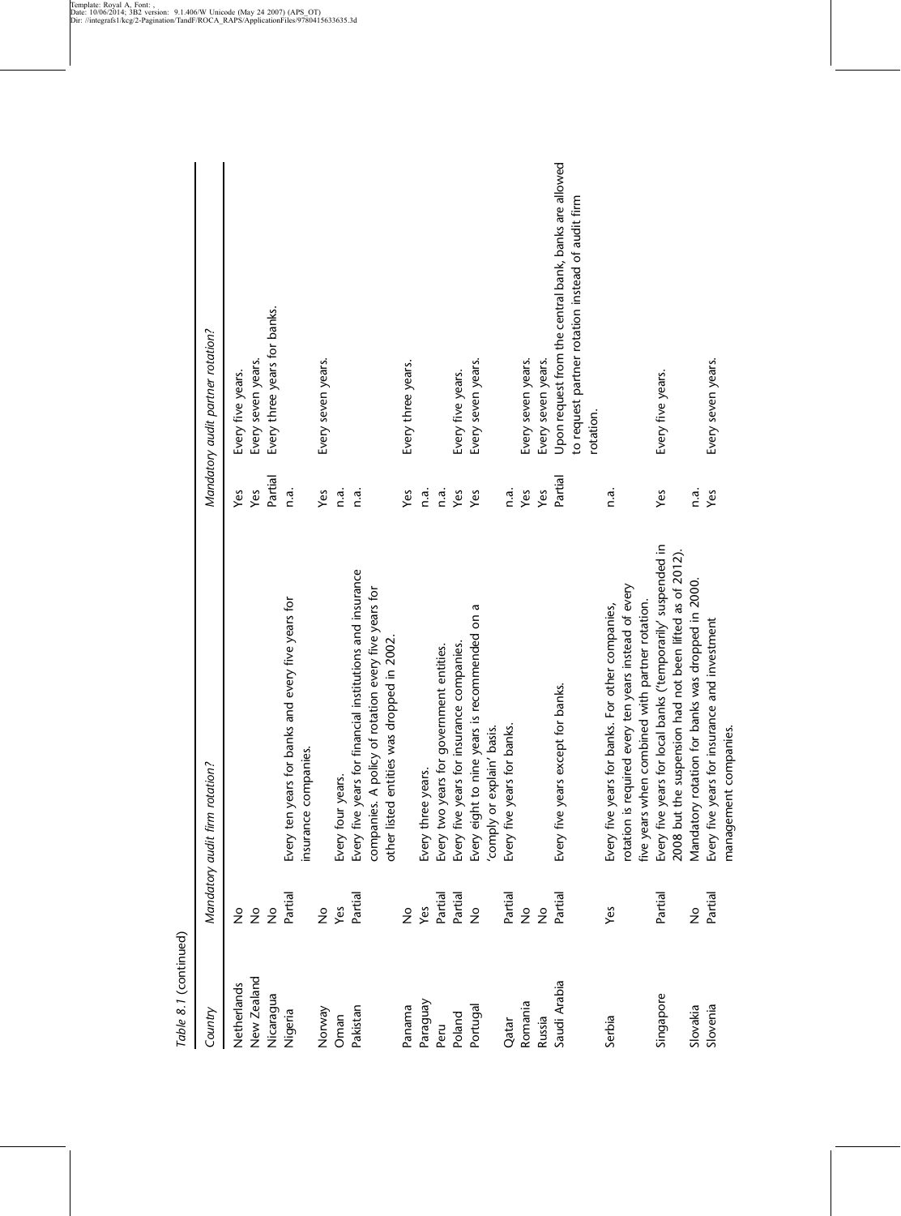*Table 8.1* (continued)

| Country | Mandatory audit firm rotation? | | Mandatory audit partner rotation? | |
|---|---|---|---|---|
| Netherlands | No | | Yes | Every five years. |
| New Zealand | No | | Yes | Every seven years. |
| Nicaragua | No | | Partial | Every three years for banks. |
| Nigeria | Partial | Every ten years for banks and every five years for insurance companies. | n.a. | |
| Norway | No | | Yes | Every seven years. |
| Oman | Yes | Every four years. | n.a. | |
| Pakistan | Partial | Every five years for financial institutions and insurance companies. A policy of rotation every five years for other listed entities was dropped in 2002. | n.a. | |
| Panama | No | | Yes | Every three years. |
| Paraguay | Yes | Every three years. | n.a. | |
| Peru | Partial | Every two years for government entities. | n.a. | |
| Poland | Partial | Every five years for insurance companies. | Yes | Every five years. |
| Portugal | No | Every eight to nine years is recommended on a 'comply or explain' basis. | Yes | Every seven years. |
| Qatar | Partial | Every five years for banks. | n.a. | |
| Romania | No | | Yes | Every seven years. |
| Russia | No | | Yes | Every seven years. |
| Saudi Arabia | Partial | Every five years except for banks. | Partial | Upon request from the central bank, banks are allowed to request partner rotation instead of audit firm rotation. |
| Serbia | Yes | Every five years for banks. For other companies, rotation is required every ten years instead of every five years when combined with partner rotation. | n.a. | |
| Singapore | Partial | Every five years for local banks ('temporarily' suspended in 2008 but the suspension had not been lifted as of 2012). | Yes | Every five years. |
| Slovakia | No | Mandatory rotation for banks was dropped in 2000. | n.a. | |
| Slovenia | Partial | Every five years for insurance and investment management companies. | Yes | Every seven years. |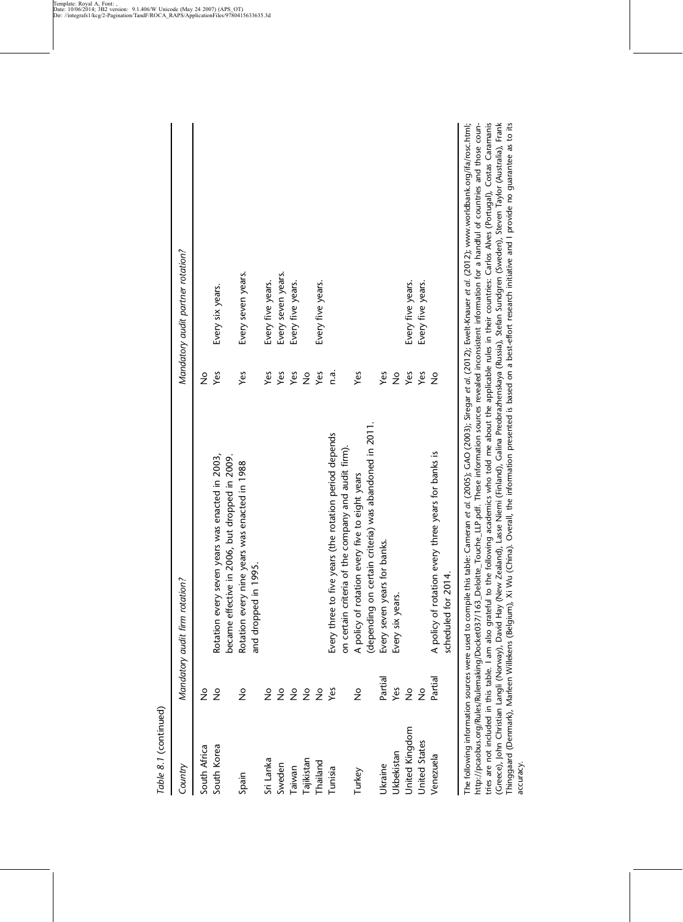*Table 8.1* (continued)

| Country | | Mandatory audit firm rotation? | | Mandatory audit partner rotation? |
|---|---|---|---|---|
| South Africa | No | | No | |
| South Korea | No | Rotation every seven years was enacted in 2003, became effective in 2006, but dropped in 2009. | Yes | Every six years. |
| Spain | No | Rotation every nine years was enacted in 1988 and dropped in 1995. | Yes | Every seven years. |
| Sri Lanka | No | | Yes | Every five years. |
| Sweden | No | | Yes | Every seven years. |
| Taiwan | No | | Yes | Every five years. |
| Tajikistan | No | | No | |
| Thailand | No | | Yes | Every five years. |
| Tunisia | Yes | Every three to five years (the rotation period depends on certain criteria of the company and audit firm). | n.a. | |
| Turkey | No | A policy of rotation every five to eight years (depending on certain criteria) was abandoned in 2011. | Yes | |
| Ukraine | Partial | Every seven years for banks. | Yes | |
| Ukbekistan | Yes | Every six years. | No | |
| United Kingdom | No | | Yes | Every five years. |
| United States | No | | Yes | Every five years. |
| Venezuela | Partial | A policy of rotation every three years for banks is scheduled for 2014. | No | |

The following information sources were used to compile this table: Cameran *et al.* (2005); GAO (2003); Siregar *et al.* (2012); Ewelt-Knauer *et al.* (2012); www.worldbank.org/ifa/rosc.html; http://pcaobus.org/Rules/Rulemaking/Docket037/163_Deloitte_Touche_LLP.pdf. These information sources revealed inconsistent information for a handful of countries and those countries are not included in this table. I am also grateful to the following academics who told me about the applicable rules in their countries: Carlos Alves (Portugal), Costas Caramanis (Greece), John Christian Langli (Norway), David Hay (New Zealand), Lasse Niemi (Finland), Galina Preobrazhenskaya (Russia), Stefan Sundgren (Sweden), Steven Taylor (Australia), Frank Thinggaard (Denmark), Marleen Willekens (Belgium), Xi Wu (China). Overall, the information presented is based on a best-effort research initiative and I provide no guarantee as to its accuracy.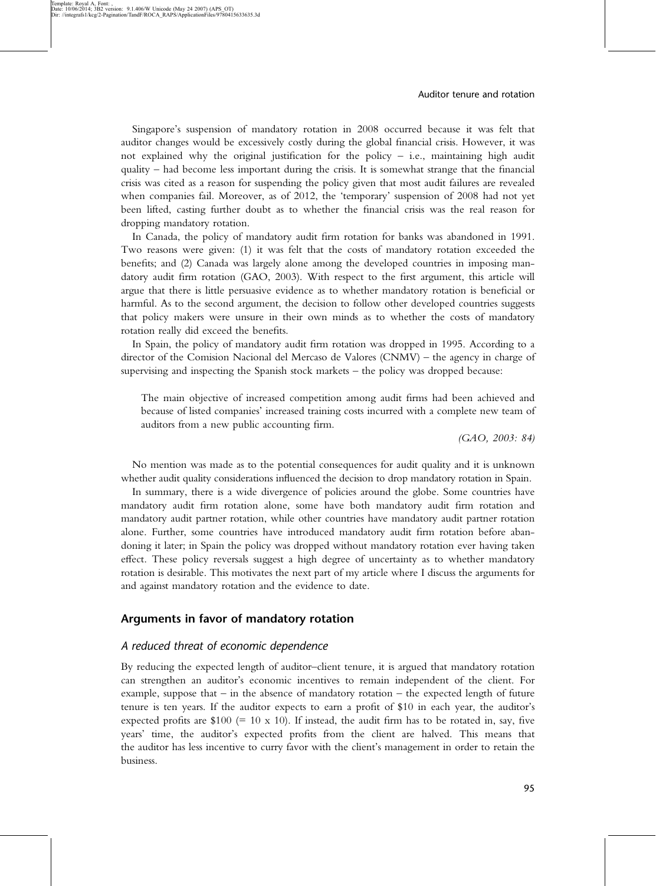Singapore's suspension of mandatory rotation in 2008 occurred because it was felt that auditor changes would be excessively costly during the global financial crisis. However, it was not explained why the original justification for the policy – i.e., maintaining high audit quality – had become less important during the crisis. It is somewhat strange that the financial crisis was cited as a reason for suspending the policy given that most audit failures are revealed when companies fail. Moreover, as of 2012, the 'temporary' suspension of 2008 had not yet been lifted, casting further doubt as to whether the financial crisis was the real reason for dropping mandatory rotation.

In Canada, the policy of mandatory audit firm rotation for banks was abandoned in 1991. Two reasons were given: (1) it was felt that the costs of mandatory rotation exceeded the benefits; and (2) Canada was largely alone among the developed countries in imposing mandatory audit firm rotation (GAO, 2003). With respect to the first argument, this article will argue that there is little persuasive evidence as to whether mandatory rotation is beneficial or harmful. As to the second argument, the decision to follow other developed countries suggests that policy makers were unsure in their own minds as to whether the costs of mandatory rotation really did exceed the benefits.

In Spain, the policy of mandatory audit firm rotation was dropped in 1995. According to a director of the Comision Nacional del Mercaso de Valores (CNMV) – the agency in charge of supervising and inspecting the Spanish stock markets – the policy was dropped because:

> The main objective of increased competition among audit firms had been achieved and because of listed companies' increased training costs incurred with a complete new team of auditors from a new public accounting firm.
>
> *(GAO, 2003: 84)*

No mention was made as to the potential consequences for audit quality and it is unknown whether audit quality considerations influenced the decision to drop mandatory rotation in Spain.

In summary, there is a wide divergence of policies around the globe. Some countries have mandatory audit firm rotation alone, some have both mandatory audit firm rotation and mandatory audit partner rotation, while other countries have mandatory audit partner rotation alone. Further, some countries have introduced mandatory audit firm rotation before abandoning it later; in Spain the policy was dropped without mandatory rotation ever having taken effect. These policy reversals suggest a high degree of uncertainty as to whether mandatory rotation is desirable. This motivates the next part of my article where I discuss the arguments for and against mandatory rotation and the evidence to date.

## Arguments in favor of mandatory rotation

### *A reduced threat of economic dependence*

By reducing the expected length of auditor–client tenure, it is argued that mandatory rotation can strengthen an auditor's economic incentives to remain independent of the client. For example, suppose that – in the absence of mandatory rotation – the expected length of future tenure is ten years. If the auditor expects to earn a profit of \$10 in each year, the auditor's expected profits are \$100 (= 10 x 10). If instead, the audit firm has to be rotated in, say, five years' time, the auditor's expected profits from the client are halved. This means that the auditor has less incentive to curry favor with the client's management in order to retain the business.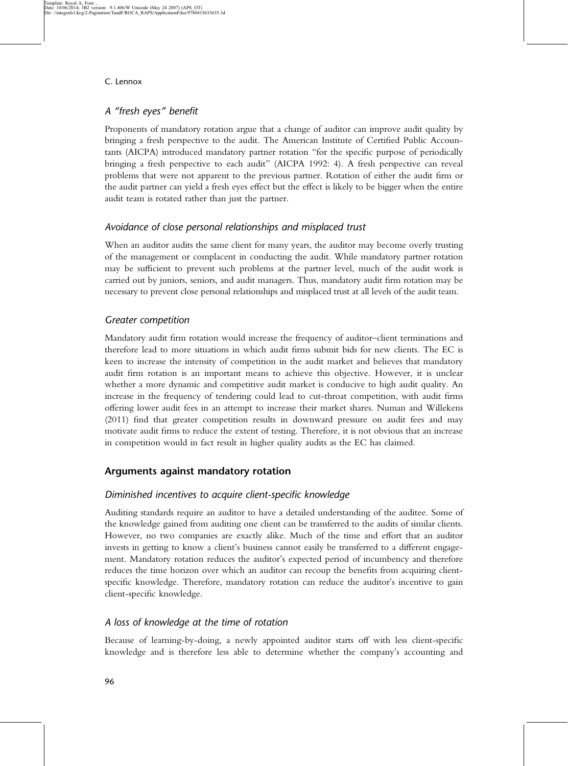### *A "fresh eyes" benefit*

Proponents of mandatory rotation argue that a change of auditor can improve audit quality by bringing a fresh perspective to the audit. The American Institute of Certified Public Accountants (AICPA) introduced mandatory partner rotation "for the specific purpose of periodically bringing a fresh perspective to each audit" (AICPA 1992: 4). A fresh perspective can reveal problems that were not apparent to the previous partner. Rotation of either the audit firm or the audit partner can yield a fresh eyes effect but the effect is likely to be bigger when the entire audit team is rotated rather than just the partner.

### *Avoidance of close personal relationships and misplaced trust*

When an auditor audits the same client for many years, the auditor may become overly trusting of the management or complacent in conducting the audit. While mandatory partner rotation may be sufficient to prevent such problems at the partner level, much of the audit work is carried out by juniors, seniors, and audit managers. Thus, mandatory audit firm rotation may be necessary to prevent close personal relationships and misplaced trust at all levels of the audit team.

### *Greater competition*

Mandatory audit firm rotation would increase the frequency of auditor–client terminations and therefore lead to more situations in which audit firms submit bids for new clients. The EC is keen to increase the intensity of competition in the audit market and believes that mandatory audit firm rotation is an important means to achieve this objective. However, it is unclear whether a more dynamic and competitive audit market is conducive to high audit quality. An increase in the frequency of tendering could lead to cut-throat competition, with audit firms offering lower audit fees in an attempt to increase their market shares. Numan and Willekens (2011) find that greater competition results in downward pressure on audit fees and may motivate audit firms to reduce the extent of testing. Therefore, it is not obvious that an increase in competition would in fact result in higher quality audits as the EC has claimed.

## Arguments against mandatory rotation

### *Diminished incentives to acquire client-specific knowledge*

Auditing standards require an auditor to have a detailed understanding of the auditee. Some of the knowledge gained from auditing one client can be transferred to the audits of similar clients. However, no two companies are exactly alike. Much of the time and effort that an auditor invests in getting to know a client's business cannot easily be transferred to a different engagement. Mandatory rotation reduces the auditor's expected period of incumbency and therefore reduces the time horizon over which an auditor can recoup the benefits from acquiring client-specific knowledge. Therefore, mandatory rotation can reduce the auditor's incentive to gain client-specific knowledge.

### *A loss of knowledge at the time of rotation*

Because of learning-by-doing, a newly appointed auditor starts off with less client-specific knowledge and is therefore less able to determine whether the company's accounting and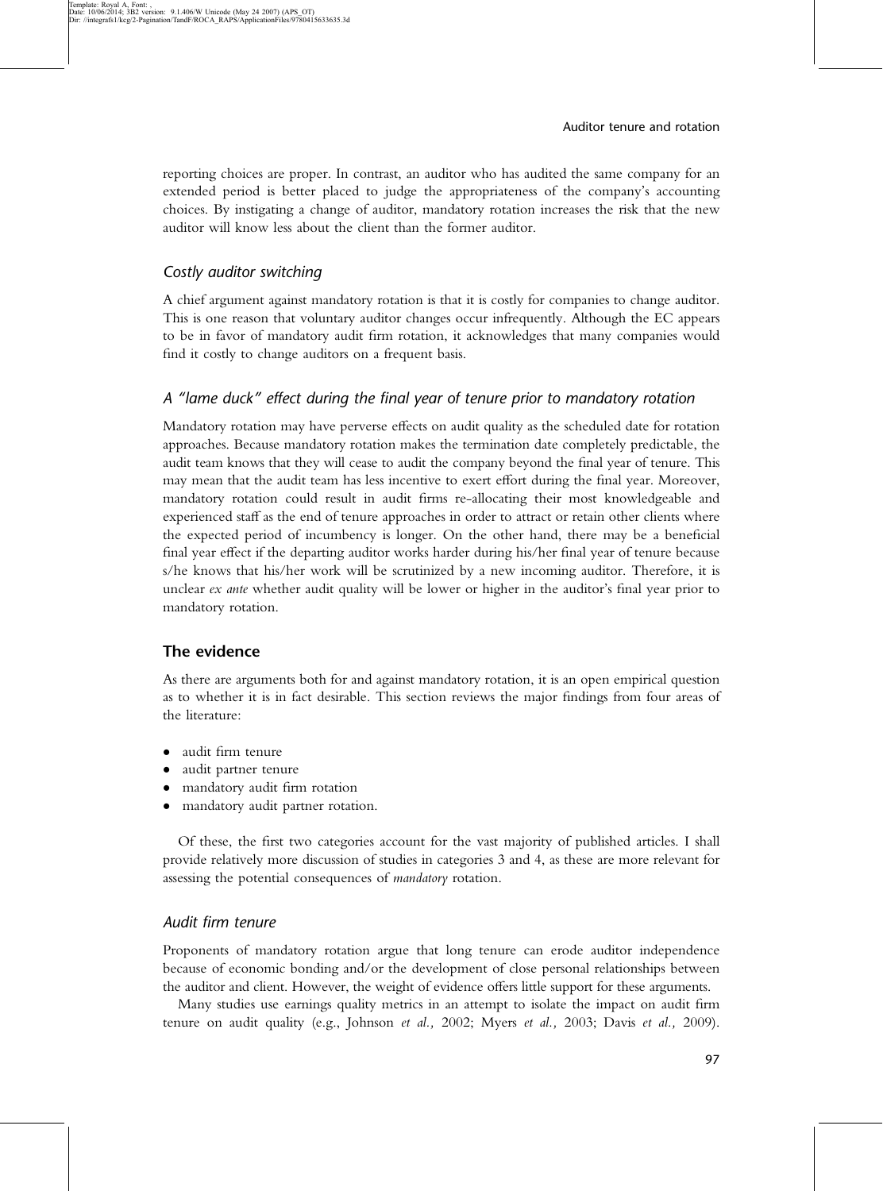reporting choices are proper. In contrast, an auditor who has audited the same company for an extended period is better placed to judge the appropriateness of the company's accounting choices. By instigating a change of auditor, mandatory rotation increases the risk that the new auditor will know less about the client than the former auditor.

### *Costly auditor switching*

A chief argument against mandatory rotation is that it is costly for companies to change auditor. This is one reason that voluntary auditor changes occur infrequently. Although the EC appears to be in favor of mandatory audit firm rotation, it acknowledges that many companies would find it costly to change auditors on a frequent basis.

### *A "lame duck" effect during the final year of tenure prior to mandatory rotation*

Mandatory rotation may have perverse effects on audit quality as the scheduled date for rotation approaches. Because mandatory rotation makes the termination date completely predictable, the audit team knows that they will cease to audit the company beyond the final year of tenure. This may mean that the audit team has less incentive to exert effort during the final year. Moreover, mandatory rotation could result in audit firms re-allocating their most knowledgeable and experienced staff as the end of tenure approaches in order to attract or retain other clients where the expected period of incumbency is longer. On the other hand, there may be a beneficial final year effect if the departing auditor works harder during his/her final year of tenure because s/he knows that his/her work will be scrutinized by a new incoming auditor. Therefore, it is unclear *ex ante* whether audit quality will be lower or higher in the auditor's final year prior to mandatory rotation.

## The evidence

As there are arguments both for and against mandatory rotation, it is an open empirical question as to whether it is in fact desirable. This section reviews the major findings from four areas of the literature:

- audit firm tenure
- audit partner tenure
- mandatory audit firm rotation
- mandatory audit partner rotation.

Of these, the first two categories account for the vast majority of published articles. I shall provide relatively more discussion of studies in categories 3 and 4, as these are more relevant for assessing the potential consequences of *mandatory* rotation.

### *Audit firm tenure*

Proponents of mandatory rotation argue that long tenure can erode auditor independence because of economic bonding and/or the development of close personal relationships between the auditor and client. However, the weight of evidence offers little support for these arguments.

Many studies use earnings quality metrics in an attempt to isolate the impact on audit firm tenure on audit quality (e.g., Johnson *et al.,* 2002; Myers *et al.,* 2003; Davis *et al.,* 2009).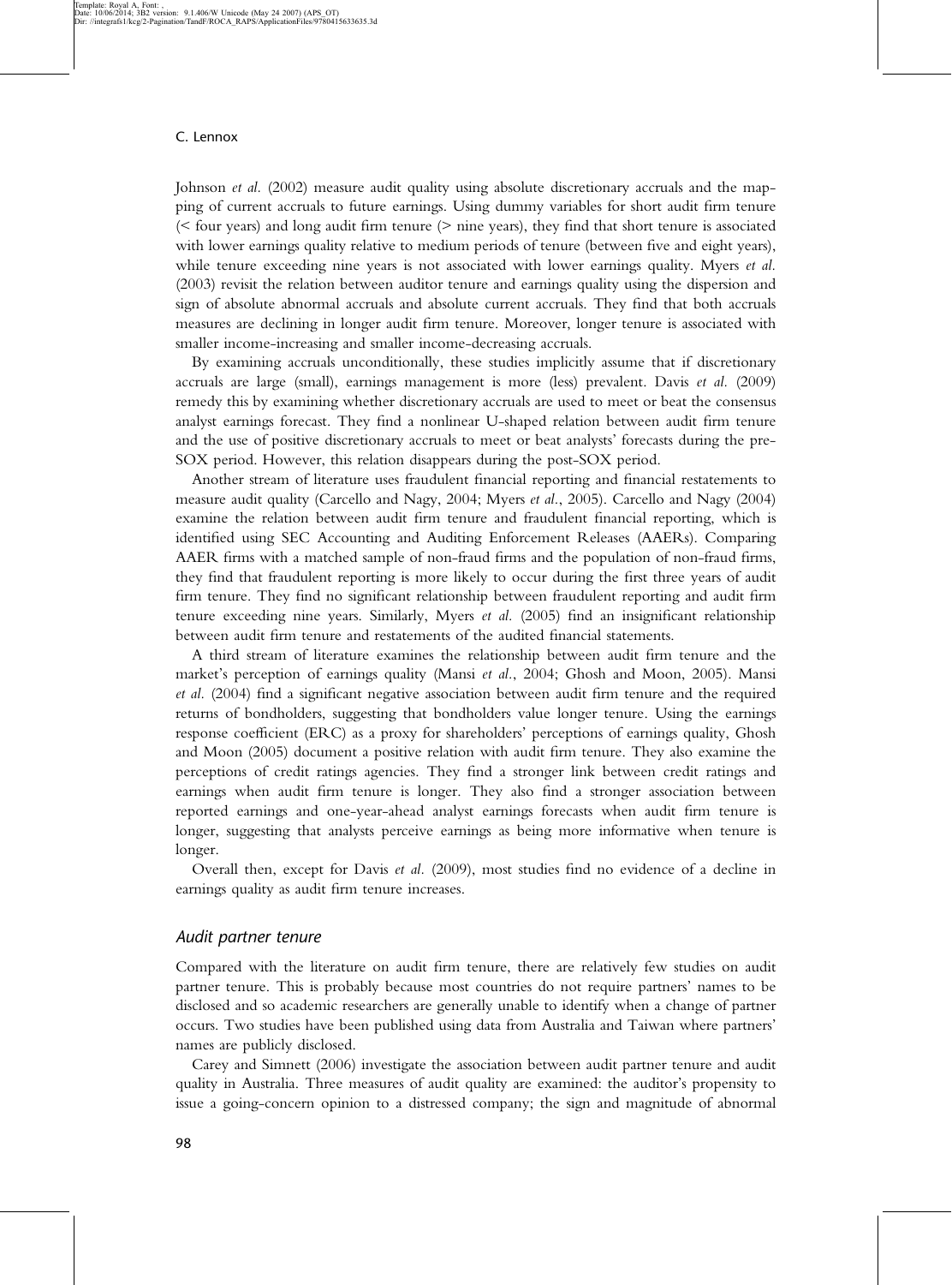Johnson *et al.* (2002) measure audit quality using absolute discretionary accruals and the mapping of current accruals to future earnings. Using dummy variables for short audit firm tenure (< four years) and long audit firm tenure (> nine years), they find that short tenure is associated with lower earnings quality relative to medium periods of tenure (between five and eight years), while tenure exceeding nine years is not associated with lower earnings quality. Myers *et al.* (2003) revisit the relation between auditor tenure and earnings quality using the dispersion and sign of absolute abnormal accruals and absolute current accruals. They find that both accruals measures are declining in longer audit firm tenure. Moreover, longer tenure is associated with smaller income-increasing and smaller income-decreasing accruals.

By examining accruals unconditionally, these studies implicitly assume that if discretionary accruals are large (small), earnings management is more (less) prevalent. Davis *et al.* (2009) remedy this by examining whether discretionary accruals are used to meet or beat the consensus analyst earnings forecast. They find a nonlinear U-shaped relation between audit firm tenure and the use of positive discretionary accruals to meet or beat analysts' forecasts during the pre-SOX period. However, this relation disappears during the post-SOX period.

Another stream of literature uses fraudulent financial reporting and financial restatements to measure audit quality (Carcello and Nagy, 2004; Myers *et al.*, 2005). Carcello and Nagy (2004) examine the relation between audit firm tenure and fraudulent financial reporting, which is identified using SEC Accounting and Auditing Enforcement Releases (AAERs). Comparing AAER firms with a matched sample of non-fraud firms and the population of non-fraud firms, they find that fraudulent reporting is more likely to occur during the first three years of audit firm tenure. They find no significant relationship between fraudulent reporting and audit firm tenure exceeding nine years. Similarly, Myers *et al.* (2005) find an insignificant relationship between audit firm tenure and restatements of the audited financial statements.

A third stream of literature examines the relationship between audit firm tenure and the market's perception of earnings quality (Mansi *et al.*, 2004; Ghosh and Moon, 2005). Mansi *et al.* (2004) find a significant negative association between audit firm tenure and the required returns of bondholders, suggesting that bondholders value longer tenure. Using the earnings response coefficient (ERC) as a proxy for shareholders' perceptions of earnings quality, Ghosh and Moon (2005) document a positive relation with audit firm tenure. They also examine the perceptions of credit ratings agencies. They find a stronger link between credit ratings and earnings when audit firm tenure is longer. They also find a stronger association between reported earnings and one-year-ahead analyst earnings forecasts when audit firm tenure is longer, suggesting that analysts perceive earnings as being more informative when tenure is longer.

Overall then, except for Davis *et al.* (2009), most studies find no evidence of a decline in earnings quality as audit firm tenure increases.

### *Audit partner tenure*

Compared with the literature on audit firm tenure, there are relatively few studies on audit partner tenure. This is probably because most countries do not require partners' names to be disclosed and so academic researchers are generally unable to identify when a change of partner occurs. Two studies have been published using data from Australia and Taiwan where partners' names are publicly disclosed.

Carey and Simnett (2006) investigate the association between audit partner tenure and audit quality in Australia. Three measures of audit quality are examined: the auditor's propensity to issue a going-concern opinion to a distressed company; the sign and magnitude of abnormal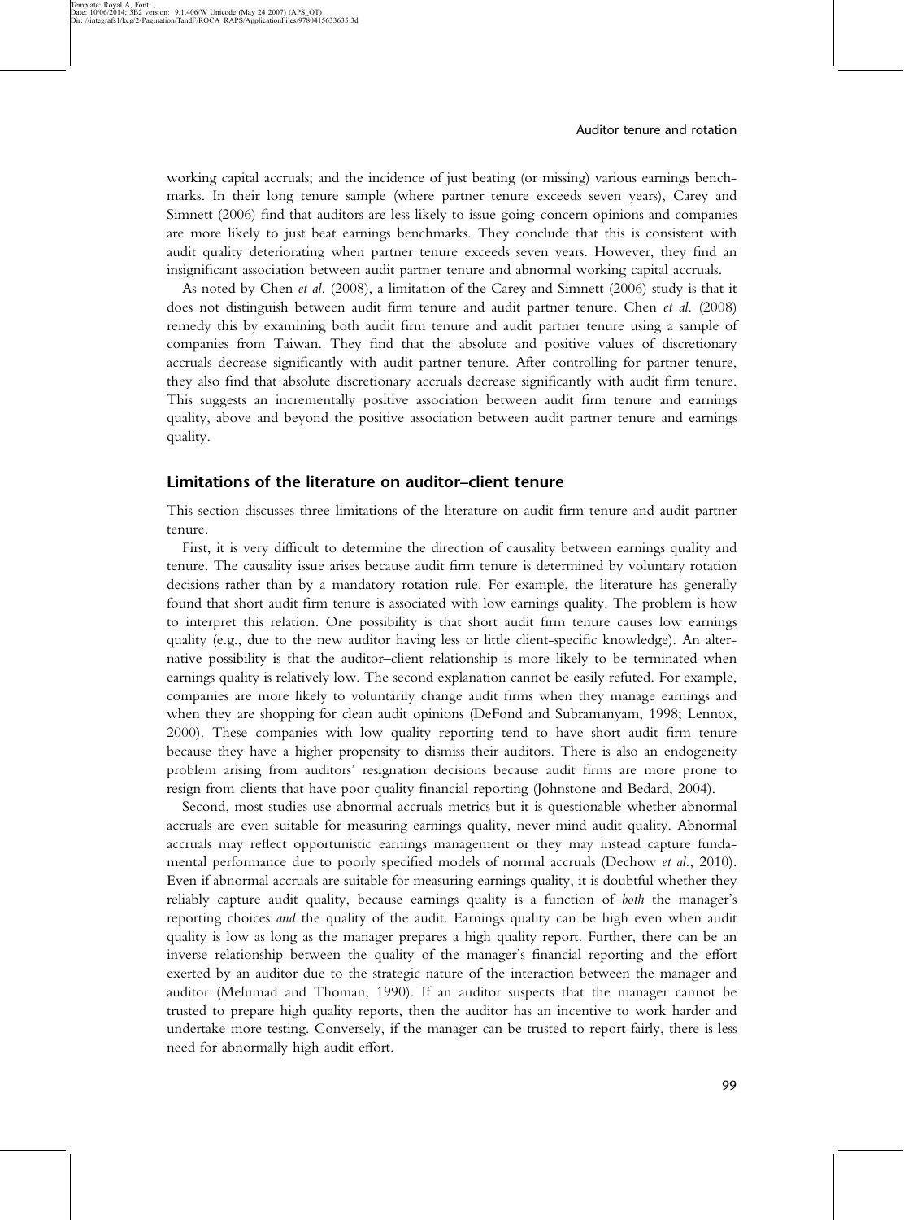working capital accruals; and the incidence of just beating (or missing) various earnings benchmarks. In their long tenure sample (where partner tenure exceeds seven years), Carey and Simnett (2006) find that auditors are less likely to issue going-concern opinions and companies are more likely to just beat earnings benchmarks. They conclude that this is consistent with audit quality deteriorating when partner tenure exceeds seven years. However, they find an insignificant association between audit partner tenure and abnormal working capital accruals.

As noted by Chen *et al.* (2008), a limitation of the Carey and Simnett (2006) study is that it does not distinguish between audit firm tenure and audit partner tenure. Chen *et al.* (2008) remedy this by examining both audit firm tenure and audit partner tenure using a sample of companies from Taiwan. They find that the absolute and positive values of discretionary accruals decrease significantly with audit partner tenure. After controlling for partner tenure, they also find that absolute discretionary accruals decrease significantly with audit firm tenure. This suggests an incrementally positive association between audit firm tenure and earnings quality, above and beyond the positive association between audit partner tenure and earnings quality.

## Limitations of the literature on auditor–client tenure

This section discusses three limitations of the literature on audit firm tenure and audit partner tenure.

First, it is very difficult to determine the direction of causality between earnings quality and tenure. The causality issue arises because audit firm tenure is determined by voluntary rotation decisions rather than by a mandatory rotation rule. For example, the literature has generally found that short audit firm tenure is associated with low earnings quality. The problem is how to interpret this relation. One possibility is that short audit firm tenure causes low earnings quality (e.g., due to the new auditor having less or little client-specific knowledge). An alternative possibility is that the auditor–client relationship is more likely to be terminated when earnings quality is relatively low. The second explanation cannot be easily refuted. For example, companies are more likely to voluntarily change audit firms when they manage earnings and when they are shopping for clean audit opinions (DeFond and Subramanyam, 1998; Lennox, 2000). These companies with low quality reporting tend to have short audit firm tenure because they have a higher propensity to dismiss their auditors. There is also an endogeneity problem arising from auditors' resignation decisions because audit firms are more prone to resign from clients that have poor quality financial reporting (Johnstone and Bedard, 2004).

Second, most studies use abnormal accruals metrics but it is questionable whether abnormal accruals are even suitable for measuring earnings quality, never mind audit quality. Abnormal accruals may reflect opportunistic earnings management or they may instead capture fundamental performance due to poorly specified models of normal accruals (Dechow *et al.*, 2010). Even if abnormal accruals are suitable for measuring earnings quality, it is doubtful whether they reliably capture audit quality, because earnings quality is a function of *both* the manager's reporting choices *and* the quality of the audit. Earnings quality can be high even when audit quality is low as long as the manager prepares a high quality report. Further, there can be an inverse relationship between the quality of the manager's financial reporting and the effort exerted by an auditor due to the strategic nature of the interaction between the manager and auditor (Melumad and Thoman, 1990). If an auditor suspects that the manager cannot be trusted to prepare high quality reports, then the auditor has an incentive to work harder and undertake more testing. Conversely, if the manager can be trusted to report fairly, there is less need for abnormally high audit effort.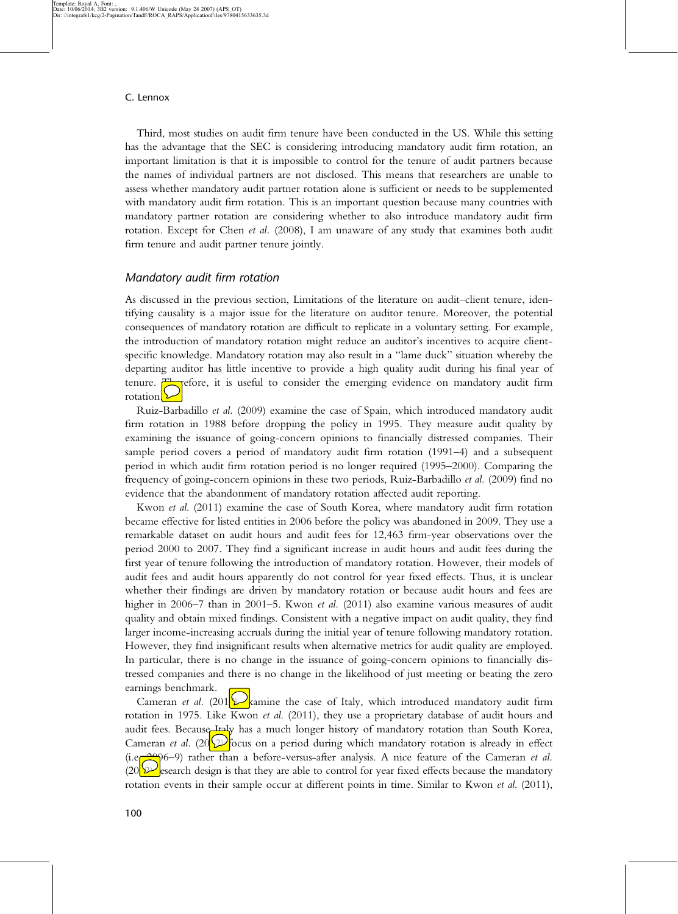Third, most studies on audit firm tenure have been conducted in the US. While this setting has the advantage that the SEC is considering introducing mandatory audit firm rotation, an important limitation is that it is impossible to control for the tenure of audit partners because the names of individual partners are not disclosed. This means that researchers are unable to assess whether mandatory audit partner rotation alone is sufficient or needs to be supplemented with mandatory audit firm rotation. This is an important question because many countries with mandatory partner rotation are considering whether to also introduce mandatory audit firm rotation. Except for Chen *et al.* (2008), I am unaware of any study that examines both audit firm tenure and audit partner tenure jointly.

## *Mandatory audit firm rotation*

As discussed in the previous section, Limitations of the literature on audit–client tenure, identifying causality is a major issue for the literature on auditor tenure. Moreover, the potential consequences of mandatory rotation are difficult to replicate in a voluntary setting. For example, the introduction of mandatory rotation might reduce an auditor's incentives to acquire client-specific knowledge. Mandatory rotation may also result in a "lame duck" situation whereby the departing auditor has little incentive to provide a high quality audit during his final year of tenure. Therefore, it is useful to consider the emerging evidence on mandatory audit firm rotation.

Ruiz-Barbadillo *et al.* (2009) examine the case of Spain, which introduced mandatory audit firm rotation in 1988 before dropping the policy in 1995. They measure audit quality by examining the issuance of going-concern opinions to financially distressed companies. Their sample period covers a period of mandatory audit firm rotation (1991–4) and a subsequent period in which audit firm rotation period is no longer required (1995–2000). Comparing the frequency of going-concern opinions in these two periods, Ruiz-Barbadillo *et al.* (2009) find no evidence that the abandonment of mandatory rotation affected audit reporting.

Kwon *et al.* (2011) examine the case of South Korea, where mandatory audit firm rotation became effective for listed entities in 2006 before the policy was abandoned in 2009. They use a remarkable dataset on audit hours and audit fees for 12,463 firm-year observations over the period 2000 to 2007. They find a significant increase in audit hours and audit fees during the first year of tenure following the introduction of mandatory rotation. However, their models of audit fees and audit hours apparently do not control for year fixed effects. Thus, it is unclear whether their findings are driven by mandatory rotation or because audit hours and fees are higher in 2006–7 than in 2001–5. Kwon *et al.* (2011) also examine various measures of audit quality and obtain mixed findings. Consistent with a negative impact on audit quality, they find larger income-increasing accruals during the initial year of tenure following mandatory rotation. However, they find insignificant results when alternative metrics for audit quality are employed. In particular, there is no change in the issuance of going-concern opinions to financially distressed companies and there is no change in the likelihood of just meeting or beating the zero earnings benchmark.

Cameran *et al.* (2013) examine the case of Italy, which introduced mandatory audit firm rotation in 1975. Like Kwon *et al.* (2011), they use a proprietary database of audit hours and audit fees. Because Italy has a much longer history of mandatory rotation than South Korea, Cameran *et al.* (2013) focus on a period during which mandatory rotation is already in effect (i.e. 2006–9) rather than a before-versus-after analysis. A nice feature of the Cameran *et al.* (2013) research design is that they are able to control for year fixed effects because the mandatory rotation events in their sample occur at different points in time. Similar to Kwon *et al.* (2011),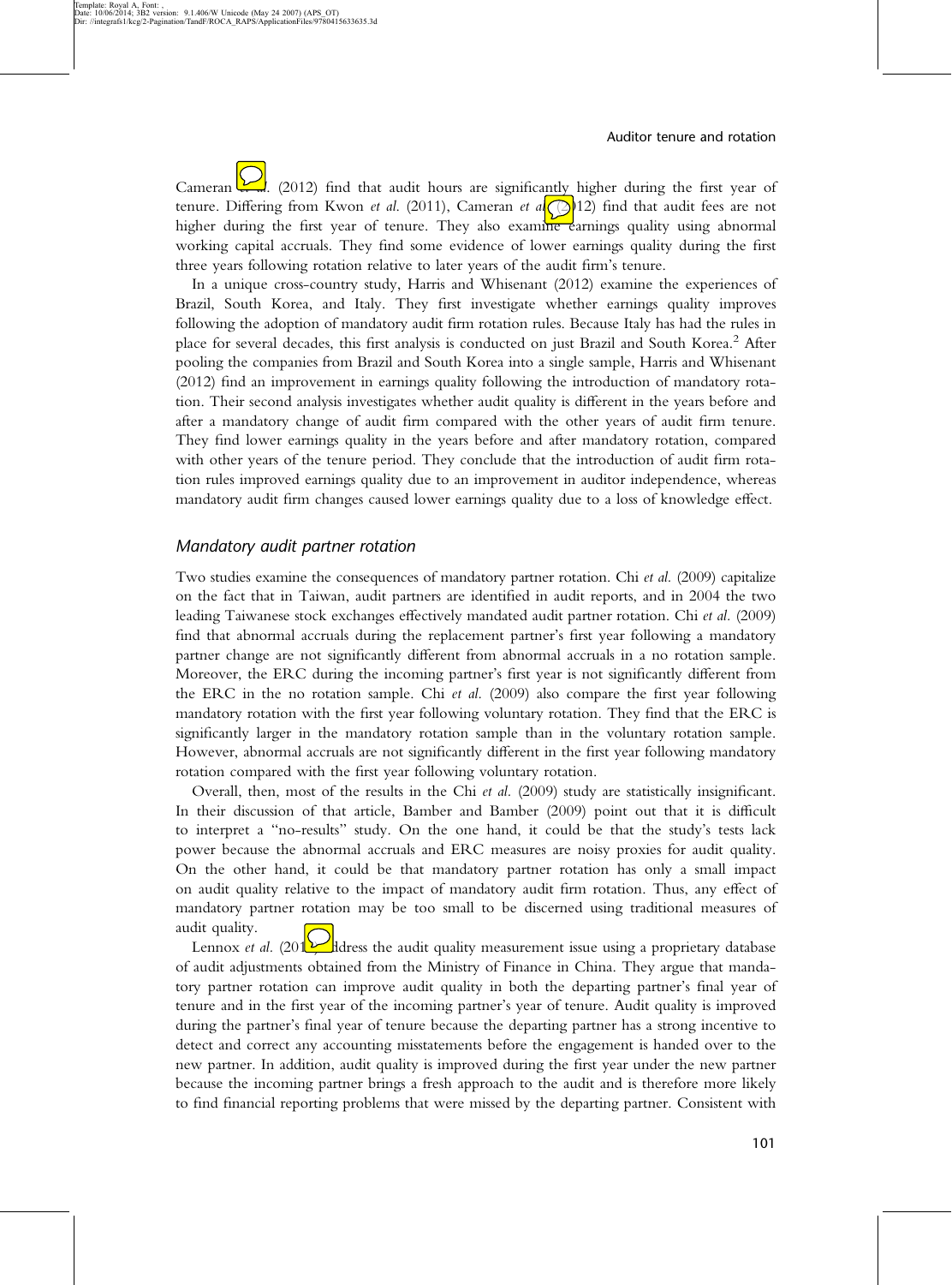Cameran *et al.* (2012) find that audit hours are significantly higher during the first year of tenure. Differing from Kwon *et al.* (2011), Cameran *et al.* (2012) find that audit fees are not higher during the first year of tenure. They also examine earnings quality using abnormal working capital accruals. They find some evidence of lower earnings quality during the first three years following rotation relative to later years of the audit firm's tenure.

In a unique cross-country study, Harris and Whisenant (2012) examine the experiences of Brazil, South Korea, and Italy. They first investigate whether earnings quality improves following the adoption of mandatory audit firm rotation rules. Because Italy has had the rules in place for several decades, this first analysis is conducted on just Brazil and South Korea.[2] After pooling the companies from Brazil and South Korea into a single sample, Harris and Whisenant (2012) find an improvement in earnings quality following the introduction of mandatory rotation. Their second analysis investigates whether audit quality is different in the years before and after a mandatory change of audit firm compared with the other years of audit firm tenure. They find lower earnings quality in the years before and after mandatory rotation, compared with other years of the tenure period. They conclude that the introduction of audit firm rotation rules improved earnings quality due to an improvement in auditor independence, whereas mandatory audit firm changes caused lower earnings quality due to a loss of knowledge effect.

### *Mandatory audit partner rotation*

Two studies examine the consequences of mandatory partner rotation. Chi *et al.* (2009) capitalize on the fact that in Taiwan, audit partners are identified in audit reports, and in 2004 the two leading Taiwanese stock exchanges effectively mandated audit partner rotation. Chi *et al.* (2009) find that abnormal accruals during the replacement partner's first year following a mandatory partner change are not significantly different from abnormal accruals in a no rotation sample. Moreover, the ERC during the incoming partner's first year is not significantly different from the ERC in the no rotation sample. Chi *et al.* (2009) also compare the first year following mandatory rotation with the first year following voluntary rotation. They find that the ERC is significantly larger in the mandatory rotation sample than in the voluntary rotation sample. However, abnormal accruals are not significantly different in the first year following mandatory rotation compared with the first year following voluntary rotation.

Overall, then, most of the results in the Chi *et al.* (2009) study are statistically insignificant. In their discussion of that article, Bamber and Bamber (2009) point out that it is difficult to interpret a "no-results" study. On the one hand, it could be that the study's tests lack power because the abnormal accruals and ERC measures are noisy proxies for audit quality. On the other hand, it could be that mandatory partner rotation has only a small impact on audit quality relative to the impact of mandatory audit firm rotation. Thus, any effect of mandatory partner rotation may be too small to be discerned using traditional measures of audit quality.

Lennox *et al.* (2014) address the audit quality measurement issue using a proprietary database of audit adjustments obtained from the Ministry of Finance in China. They argue that mandatory partner rotation can improve audit quality in both the departing partner's final year of tenure and in the first year of the incoming partner's year of tenure. Audit quality is improved during the partner's final year of tenure because the departing partner has a strong incentive to detect and correct any accounting misstatements before the engagement is handed over to the new partner. In addition, audit quality is improved during the first year under the new partner because the incoming partner brings a fresh approach to the audit and is therefore more likely to find financial reporting problems that were missed by the departing partner. Consistent with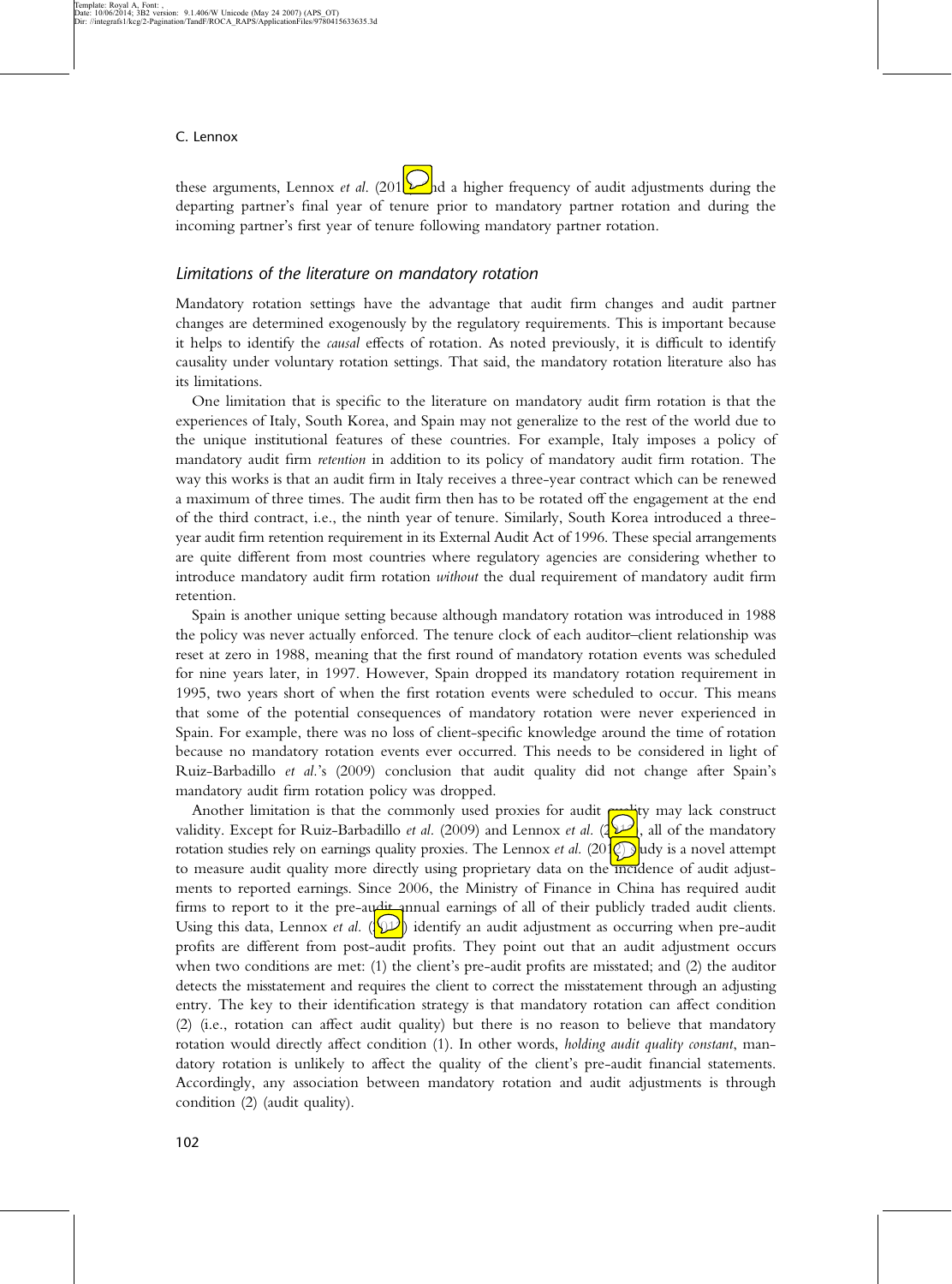these arguments, Lennox *et al*. (2014) find a higher frequency of audit adjustments during the departing partner's final year of tenure prior to mandatory partner rotation and during the incoming partner's first year of tenure following mandatory partner rotation.

### *Limitations of the literature on mandatory rotation*

Mandatory rotation settings have the advantage that audit firm changes and audit partner changes are determined exogenously by the regulatory requirements. This is important because it helps to identify the *causal* effects of rotation. As noted previously, it is difficult to identify causality under voluntary rotation settings. That said, the mandatory rotation literature also has its limitations.

One limitation that is specific to the literature on mandatory audit firm rotation is that the experiences of Italy, South Korea, and Spain may not generalize to the rest of the world due to the unique institutional features of these countries. For example, Italy imposes a policy of mandatory audit firm *retention* in addition to its policy of mandatory audit firm rotation. The way this works is that an audit firm in Italy receives a three-year contract which can be renewed a maximum of three times. The audit firm then has to be rotated off the engagement at the end of the third contract, i.e., the ninth year of tenure. Similarly, South Korea introduced a three-year audit firm retention requirement in its External Audit Act of 1996. These special arrangements are quite different from most countries where regulatory agencies are considering whether to introduce mandatory audit firm rotation *without* the dual requirement of mandatory audit firm retention.

Spain is another unique setting because although mandatory rotation was introduced in 1988 the policy was never actually enforced. The tenure clock of each auditor–client relationship was reset at zero in 1988, meaning that the first round of mandatory rotation events was scheduled for nine years later, in 1997. However, Spain dropped its mandatory rotation requirement in 1995, two years short of when the first rotation events were scheduled to occur. This means that some of the potential consequences of mandatory rotation were never experienced in Spain. For example, there was no loss of client-specific knowledge around the time of rotation because no mandatory rotation events ever occurred. This needs to be considered in light of Ruiz-Barbadillo *et al*.'s (2009) conclusion that audit quality did not change after Spain's mandatory audit firm rotation policy was dropped.

Another limitation is that the commonly used proxies for audit quality may lack construct validity. Except for Ruiz-Barbadillo *et al*. (2009) and Lennox *et al*. (2014), all of the mandatory rotation studies rely on earnings quality proxies. The Lennox *et al*. (2014) study is a novel attempt to measure audit quality more directly using proprietary data on the incidence of audit adjustments to reported earnings. Since 2006, the Ministry of Finance in China has required audit firms to report to it the pre-audit annual earnings of all of their publicly traded audit clients. Using this data, Lennox *et al*. (2014) identify an audit adjustment as occurring when pre-audit profits are different from post-audit profits. They point out that an audit adjustment occurs when two conditions are met: (1) the client's pre-audit profits are misstated; and (2) the auditor detects the misstatement and requires the client to correct the misstatement through an adjusting entry. The key to their identification strategy is that mandatory rotation can affect condition (2) (i.e., rotation can affect audit quality) but there is no reason to believe that mandatory rotation would directly affect condition (1). In other words, *holding audit quality constant*, mandatory rotation is unlikely to affect the quality of the client's pre-audit financial statements. Accordingly, any association between mandatory rotation and audit adjustments is through condition (2) (audit quality).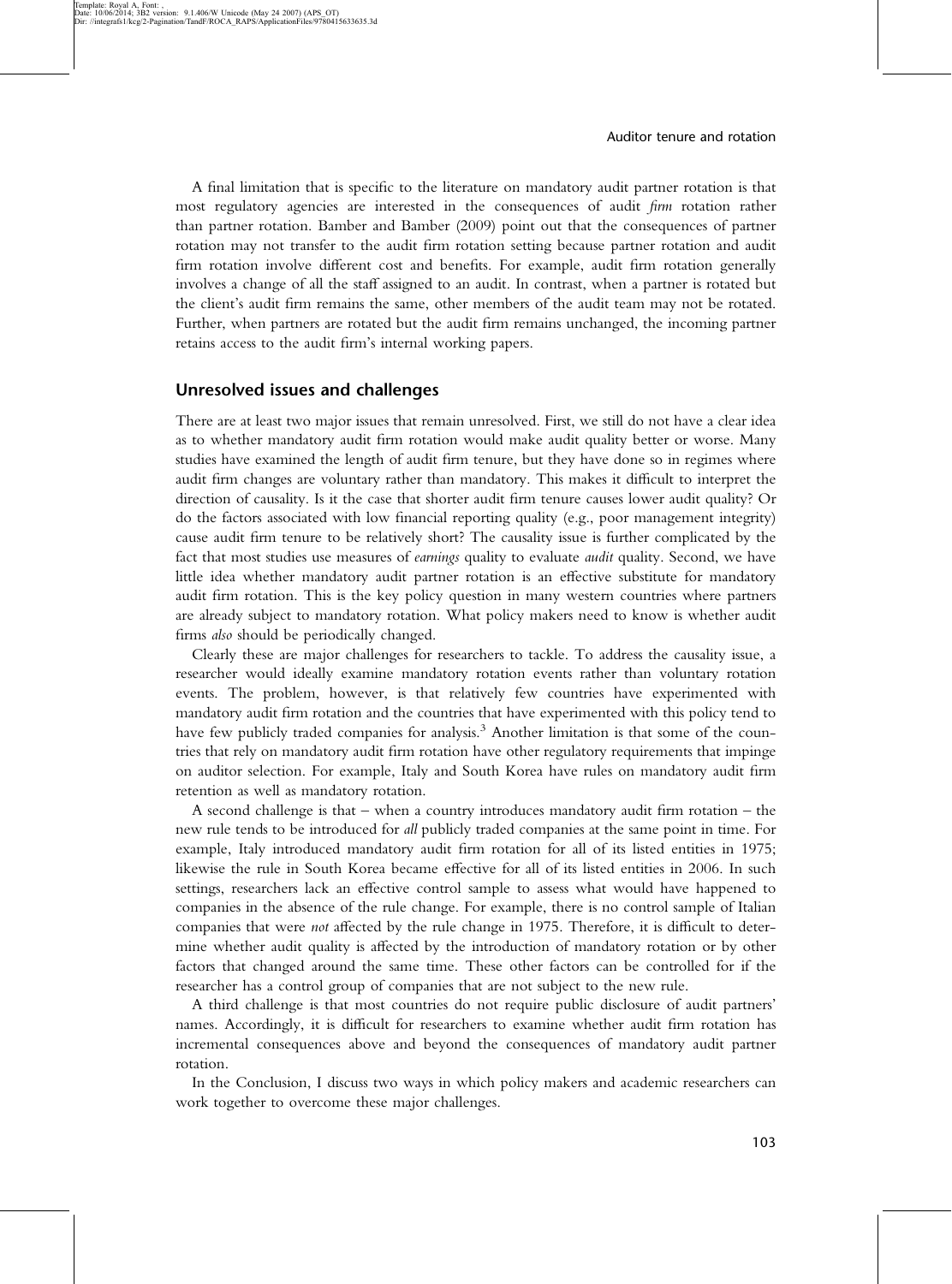A final limitation that is specific to the literature on mandatory audit partner rotation is that most regulatory agencies are interested in the consequences of audit *firm* rotation rather than partner rotation. Bamber and Bamber (2009) point out that the consequences of partner rotation may not transfer to the audit firm rotation setting because partner rotation and audit firm rotation involve different cost and benefits. For example, audit firm rotation generally involves a change of all the staff assigned to an audit. In contrast, when a partner is rotated but the client's audit firm remains the same, other members of the audit team may not be rotated. Further, when partners are rotated but the audit firm remains unchanged, the incoming partner retains access to the audit firm's internal working papers.

## Unresolved issues and challenges

There are at least two major issues that remain unresolved. First, we still do not have a clear idea as to whether mandatory audit firm rotation would make audit quality better or worse. Many studies have examined the length of audit firm tenure, but they have done so in regimes where audit firm changes are voluntary rather than mandatory. This makes it difficult to interpret the direction of causality. Is it the case that shorter audit firm tenure causes lower audit quality? Or do the factors associated with low financial reporting quality (e.g., poor management integrity) cause audit firm tenure to be relatively short? The causality issue is further complicated by the fact that most studies use measures of *earnings* quality to evaluate *audit* quality. Second, we have little idea whether mandatory audit partner rotation is an effective substitute for mandatory audit firm rotation. This is the key policy question in many western countries where partners are already subject to mandatory rotation. What policy makers need to know is whether audit firms *also* should be periodically changed.

Clearly these are major challenges for researchers to tackle. To address the causality issue, a researcher would ideally examine mandatory rotation events rather than voluntary rotation events. The problem, however, is that relatively few countries have experimented with mandatory audit firm rotation and the countries that have experimented with this policy tend to have few publicly traded companies for analysis.[3] Another limitation is that some of the countries that rely on mandatory audit firm rotation have other regulatory requirements that impinge on auditor selection. For example, Italy and South Korea have rules on mandatory audit firm retention as well as mandatory rotation.

A second challenge is that – when a country introduces mandatory audit firm rotation – the new rule tends to be introduced for *all* publicly traded companies at the same point in time. For example, Italy introduced mandatory audit firm rotation for all of its listed entities in 1975; likewise the rule in South Korea became effective for all of its listed entities in 2006. In such settings, researchers lack an effective control sample to assess what would have happened to companies in the absence of the rule change. For example, there is no control sample of Italian companies that were *not* affected by the rule change in 1975. Therefore, it is difficult to determine whether audit quality is affected by the introduction of mandatory rotation or by other factors that changed around the same time. These other factors can be controlled for if the researcher has a control group of companies that are not subject to the new rule.

A third challenge is that most countries do not require public disclosure of audit partners' names. Accordingly, it is difficult for researchers to examine whether audit firm rotation has incremental consequences above and beyond the consequences of mandatory audit partner rotation.

In the Conclusion, I discuss two ways in which policy makers and academic researchers can work together to overcome these major challenges.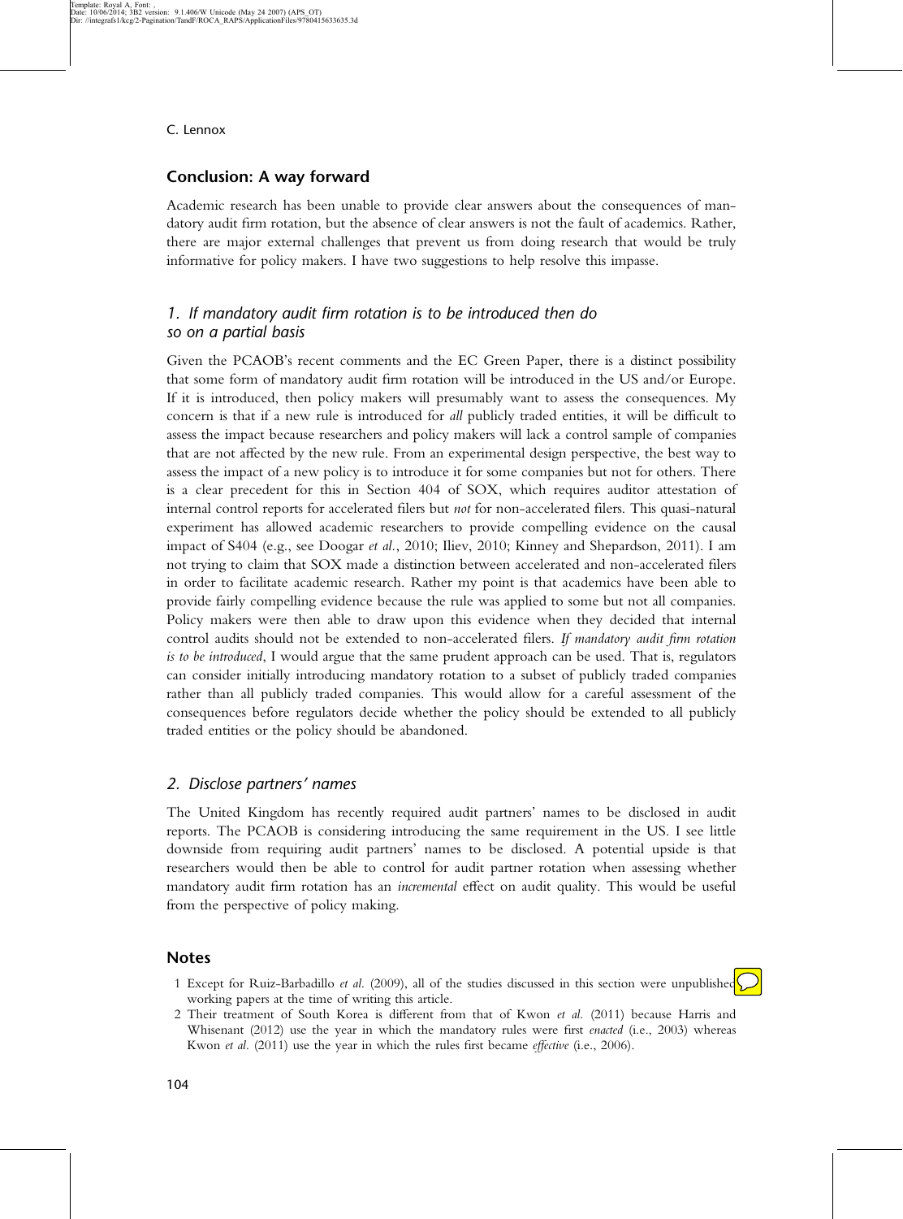## Conclusion: A way forward

Academic research has been unable to provide clear answers about the consequences of mandatory audit firm rotation, but the absence of clear answers is not the fault of academics. Rather, there are major external challenges that prevent us from doing research that would be truly informative for policy makers. I have two suggestions to help resolve this impasse.

### *1. If mandatory audit firm rotation is to be introduced then do so on a partial basis*

Given the PCAOB's recent comments and the EC Green Paper, there is a distinct possibility that some form of mandatory audit firm rotation will be introduced in the US and/or Europe. If it is introduced, then policy makers will presumably want to assess the consequences. My concern is that if a new rule is introduced for *all* publicly traded entities, it will be difficult to assess the impact because researchers and policy makers will lack a control sample of companies that are not affected by the new rule. From an experimental design perspective, the best way to assess the impact of a new policy is to introduce it for some companies but not for others. There is a clear precedent for this in Section 404 of SOX, which requires auditor attestation of internal control reports for accelerated filers but *not* for non-accelerated filers. This quasi-natural experiment has allowed academic researchers to provide compelling evidence on the causal impact of S404 (e.g., see Doogar *et al.*, 2010; Iliev, 2010; Kinney and Shepardson, 2011). I am not trying to claim that SOX made a distinction between accelerated and non-accelerated filers in order to facilitate academic research. Rather my point is that academics have been able to provide fairly compelling evidence because the rule was applied to some but not all companies. Policy makers were then able to draw upon this evidence when they decided that internal control audits should not be extended to non-accelerated filers. *If mandatory audit firm rotation is to be introduced*, I would argue that the same prudent approach can be used. That is, regulators can consider initially introducing mandatory rotation to a subset of publicly traded companies rather than all publicly traded companies. This would allow for a careful assessment of the consequences before regulators decide whether the policy should be extended to all publicly traded entities or the policy should be abandoned.

### *2. Disclose partners' names*

The United Kingdom has recently required audit partners' names to be disclosed in audit reports. The PCAOB is considering introducing the same requirement in the US. I see little downside from requiring audit partners' names to be disclosed. A potential upside is that researchers would then be able to control for audit partner rotation when assessing whether mandatory audit firm rotation has an *incremental* effect on audit quality. This would be useful from the perspective of policy making.

## Notes

1 Except for Ruiz-Barbadillo *et al.* (2009), all of the studies discussed in this section were unpublished working papers at the time of writing this article.

2 Their treatment of South Korea is different from that of Kwon *et al.* (2011) because Harris and Whisenant (2012) use the year in which the mandatory rules were first *enacted* (i.e., 2003) whereas Kwon *et al.* (2011) use the year in which the rules first became *effective* (i.e., 2006).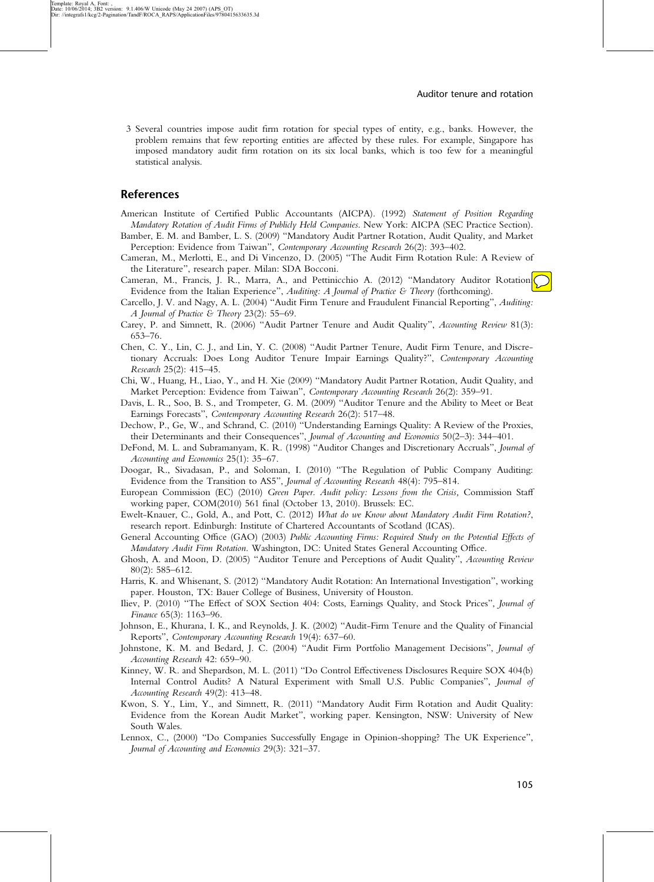3 Several countries impose audit firm rotation for special types of entity, e.g., banks. However, the problem remains that few reporting entities are affected by these rules. For example, Singapore has imposed mandatory audit firm rotation on its six local banks, which is too few for a meaningful statistical analysis.

## References

American Institute of Certified Public Accountants (AICPA). (1992) *Statement of Position Regarding Mandatory Rotation of Audit Firms of Publicly Held Companies*. New York: AICPA (SEC Practice Section).

Bamber, E. M. and Bamber, L. S. (2009) "Mandatory Audit Partner Rotation, Audit Quality, and Market Perception: Evidence from Taiwan", *Contemporary Accounting Research* 26(2): 393–402.

Cameran, M., Merlotti, E., and Di Vincenzo, D. (2005) "The Audit Firm Rotation Rule: A Review of the Literature", research paper. Milan: SDA Bocconi.

Cameran, M., Francis, J. R., Marra, A., and Pettinicchio A. (2012) "Mandatory Auditor Rotation Evidence from the Italian Experience", *Auditing: A Journal of Practice & Theory* (forthcoming).

Carcello, J. V. and Nagy, A. L. (2004) "Audit Firm Tenure and Fraudulent Financial Reporting", *Auditing: A Journal of Practice & Theory* 23(2): 55–69.

Carey, P. and Simnett, R. (2006) "Audit Partner Tenure and Audit Quality", *Accounting Review* 81(3): 653–76.

Chen, C. Y., Lin, C. J., and Lin, Y. C. (2008) "Audit Partner Tenure, Audit Firm Tenure, and Discretionary Accruals: Does Long Auditor Tenure Impair Earnings Quality?", *Contemporary Accounting Research* 25(2): 415–45.

Chi, W., Huang, H., Liao, Y., and H. Xie (2009) "Mandatory Audit Partner Rotation, Audit Quality, and Market Perception: Evidence from Taiwan", *Contemporary Accounting Research* 26(2): 359–91.

Davis, L. R., Soo, B. S., and Trompeter, G. M. (2009) "Auditor Tenure and the Ability to Meet or Beat Earnings Forecasts", *Contemporary Accounting Research* 26(2): 517–48.

Dechow, P., Ge, W., and Schrand, C. (2010) "Understanding Earnings Quality: A Review of the Proxies, their Determinants and their Consequences", *Journal of Accounting and Economics* 50(2–3): 344–401.

DeFond, M. L. and Subramanyam, K. R. (1998) "Auditor Changes and Discretionary Accruals", *Journal of Accounting and Economics* 25(1): 35–67.

Doogar, R., Sivadasan, P., and Soloman, I. (2010) "The Regulation of Public Company Auditing: Evidence from the Transition to AS5", *Journal of Accounting Research* 48(4): 795–814.

European Commission (EC) (2010) *Green Paper. Audit policy: Lessons from the Crisis,* Commission Staff working paper, COM(2010) 561 final (October 13, 2010). Brussels: EC.

Ewelt-Knauer, C., Gold, A., and Pott, C. (2012) *What do we Know about Mandatory Audit Firm Rotation?*, research report. Edinburgh: Institute of Chartered Accountants of Scotland (ICAS).

General Accounting Office (GAO) (2003) *Public Accounting Firms: Required Study on the Potential Effects of Mandatory Audit Firm Rotation*. Washington, DC: United States General Accounting Office.

Ghosh, A. and Moon, D. (2005) "Auditor Tenure and Perceptions of Audit Quality", *Accounting Review* 80(2): 585–612.

Harris, K. and Whisenant, S. (2012) "Mandatory Audit Rotation: An International Investigation", working paper. Houston, TX: Bauer College of Business, University of Houston.

Iliev, P. (2010) "The Effect of SOX Section 404: Costs, Earnings Quality, and Stock Prices", *Journal of Finance* 65(3): 1163–96.

Johnson, E., Khurana, I. K., and Reynolds, J. K. (2002) "Audit-Firm Tenure and the Quality of Financial Reports", *Contemporary Accounting Research* 19(4): 637–60.

Johnstone, K. M. and Bedard, J. C. (2004) "Audit Firm Portfolio Management Decisions", *Journal of Accounting Research* 42: 659–90.

Kinney, W. R. and Shepardson, M. L. (2011) "Do Control Effectiveness Disclosures Require SOX 404(b) Internal Control Audits? A Natural Experiment with Small U.S. Public Companies", *Journal of Accounting Research* 49(2): 413–48.

Kwon, S. Y., Lim, Y., and Simnett, R. (2011) "Mandatory Audit Firm Rotation and Audit Quality: Evidence from the Korean Audit Market", working paper. Kensington, NSW: University of New South Wales.

Lennox, C., (2000) "Do Companies Successfully Engage in Opinion-shopping? The UK Experience", *Journal of Accounting and Economics* 29(3): 321–37.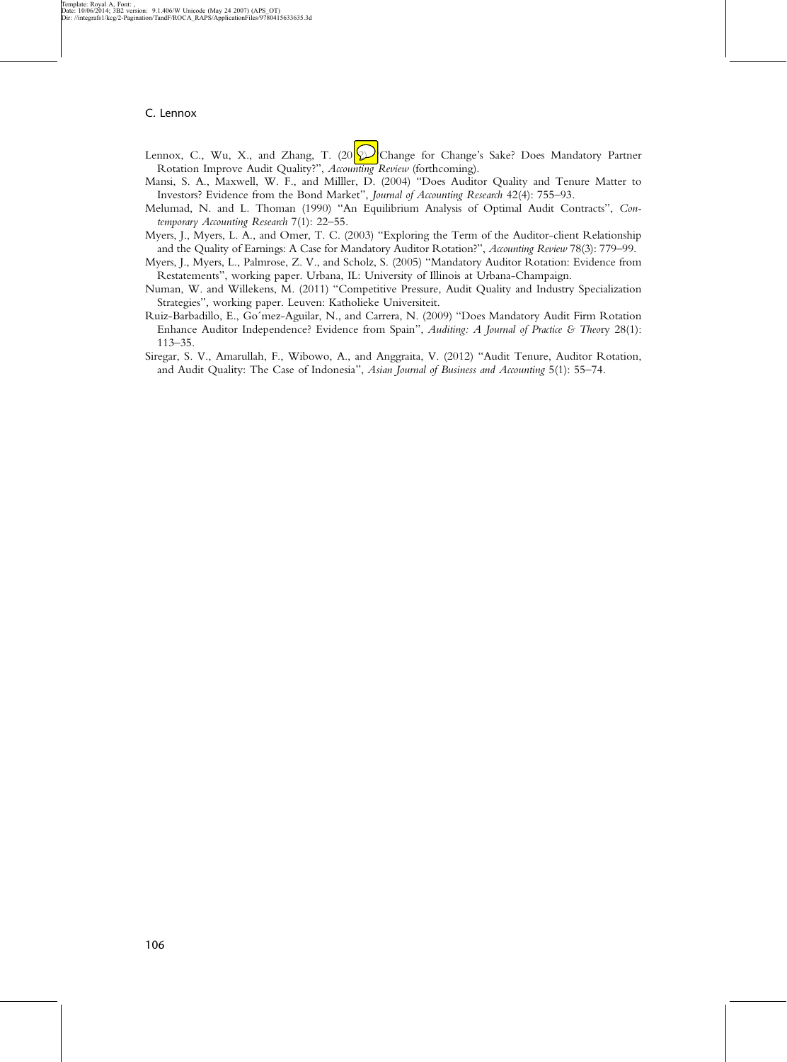Lennox, C., Wu, X., and Zhang, T. (20 ) "Change for Change's Sake? Does Mandatory Partner Rotation Improve Audit Quality?", *Accounting Review* (forthcoming).

Mansi, S. A., Maxwell, W. F., and Millller, D. (2004) "Does Auditor Quality and Tenure Matter to Investors? Evidence from the Bond Market", *Journal of Accounting Research* 42(4): 755–93.

Melumad, N. and L. Thoman (1990) "An Equilibrium Analysis of Optimal Audit Contracts", *Contemporary Accounting Research* 7(1): 22–55.

Myers, J., Myers, L. A., and Omer, T. C. (2003) "Exploring the Term of the Auditor-client Relationship and the Quality of Earnings: A Case for Mandatory Auditor Rotation?", *Accounting Review* 78(3): 779–99.

Myers, J., Myers, L., Palmrose, Z. V., and Scholz, S. (2005) "Mandatory Auditor Rotation: Evidence from Restatements", working paper. Urbana, IL: University of Illinois at Urbana-Champaign.

Numan, W. and Willekens, M. (2011) "Competitive Pressure, Audit Quality and Industry Specialization Strategies", working paper. Leuven: Katholieke Universiteit.

Ruiz-Barbadillo, E., Go´mez-Aguilar, N., and Carrera, N. (2009) "Does Mandatory Audit Firm Rotation Enhance Auditor Independence? Evidence from Spain", *Auditing: A Journal of Practice & Theory* 28(1): 113–35.

Siregar, S. V., Amarullah, F., Wibowo, A., and Anggraita, V. (2012) "Audit Tenure, Auditor Rotation, and Audit Quality: The Case of Indonesia", *Asian Journal of Business and Accounting* 5(1): 55–74.